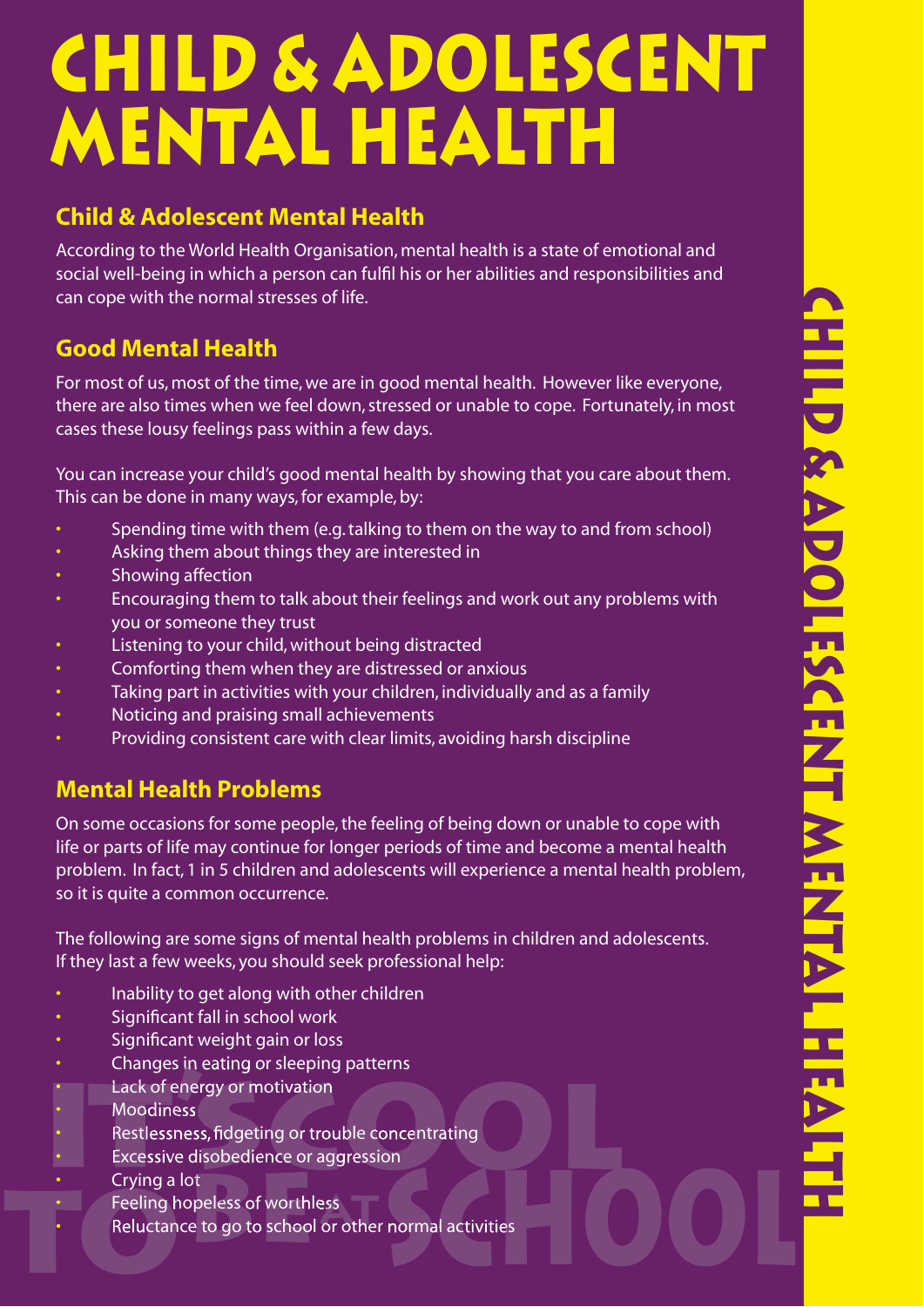# Child & Adolescent Mental Health

## Child & Adolescent Mental Health

According to the World Health Organisation, mental health is a state of emotional and social well-being in which a person can fulfil his or her abilities and responsibilities and can cope with the normal stresses of life.

## Good Mental Health

For most of us, most of the time, we are in good mental health. However like everyone, there are also times when we feel down, stressed or unable to cope. Fortunately, in most cases these lousy feelings pass within a few days.

You can increase your child's good mental health by showing that you care about them. This can be done in many ways, for example, by:

- Spending time with them (e.g. talking to them on the way to and from school)
- Asking them about things they are interested in
- Showing affection
- Encouraging them to talk about their feelings and work out any problems with you or someone they trust
- Listening to your child, without being distracted
- Comforting them when they are distressed or anxious
- Taking part in activities with your children, individually and as a family
- Noticing and praising small achievements
- Providing consistent care with clear limits, avoiding harsh discipline

## Mental Health Problems

On some occasions for some people, the feeling of being down or unable to cope with life or parts of life may continue for longer periods of time and become a mental health problem. In fact, 1 in 5 children and adolescents will experience a mental health problem, so it is quite a common occurrence.

The following are some signs of mental health problems in children and adolescents. If they last a few weeks, you should seek professional help:

- Inability to get along with other children
- Significant fall in school work
- Significant weight gain or loss
- Changes in eating or sleeping patterns
- Lack of energy or motivation
- Moodiness
- Restlessness, fidgeting or trouble concentrating
- Excessive disobedience or aggression
- Crying a lot
- Feeling hopeless of worthless
- Reluctance to go to school or other normal activities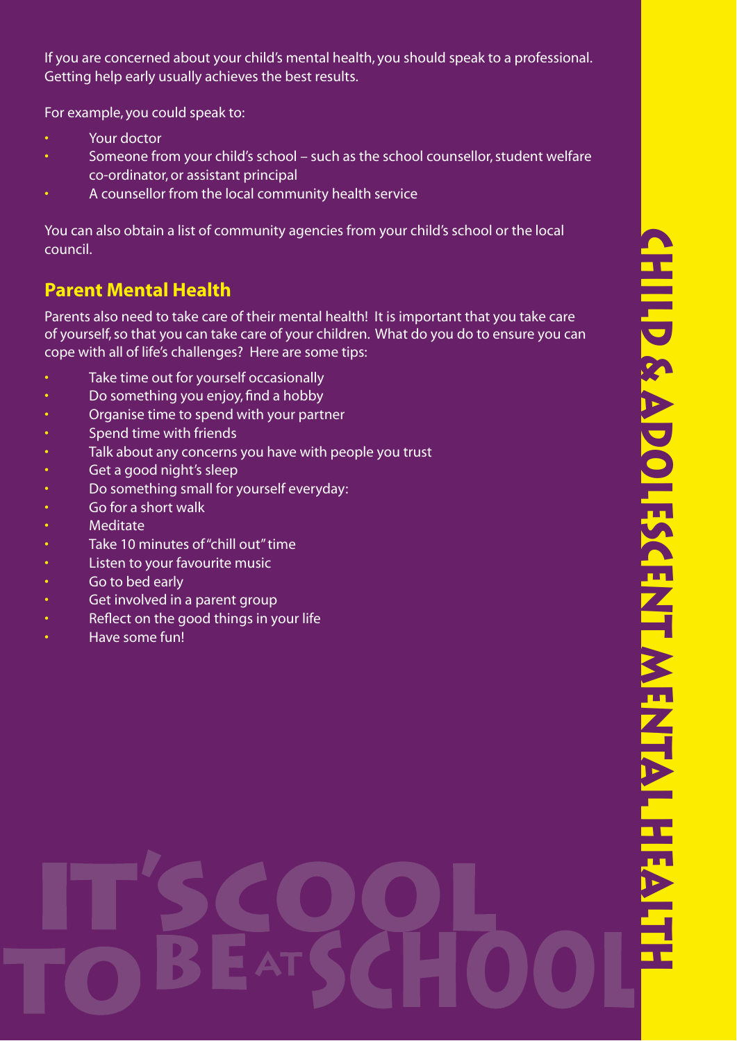If you are concerned about your child's mental health, you should speak to a professional. Getting help early usually achieves the best results.

For example, you could speak to:

- Your doctor
- Someone from your child's school – such as the school counsellor, student welfare co-ordinator, or assistant principal
- A counsellor from the local community health service

You can also obtain a list of community agencies from your child's school or the local council.

## Parent Mental Health

Parents also need to take care of their mental health! It is important that you take care of yourself, so that you can take care of your children. What do you do to ensure you can cope with all of life's challenges? Here are some tips:

- Take time out for yourself occasionally
- Do something you enjoy, find a hobby
- Organise time to spend with your partner
- Spend time with friends
- Talk about any concerns you have with people you trust
- Get a good night's sleep
- Do something small for yourself everyday:
- Go for a short walk
- Meditate
- Take 10 minutes of "chill out" time
- Listen to your favourite music
- Go to bed early
- Get involved in a parent group
- Reflect on the good things in your life
- Have some fun!